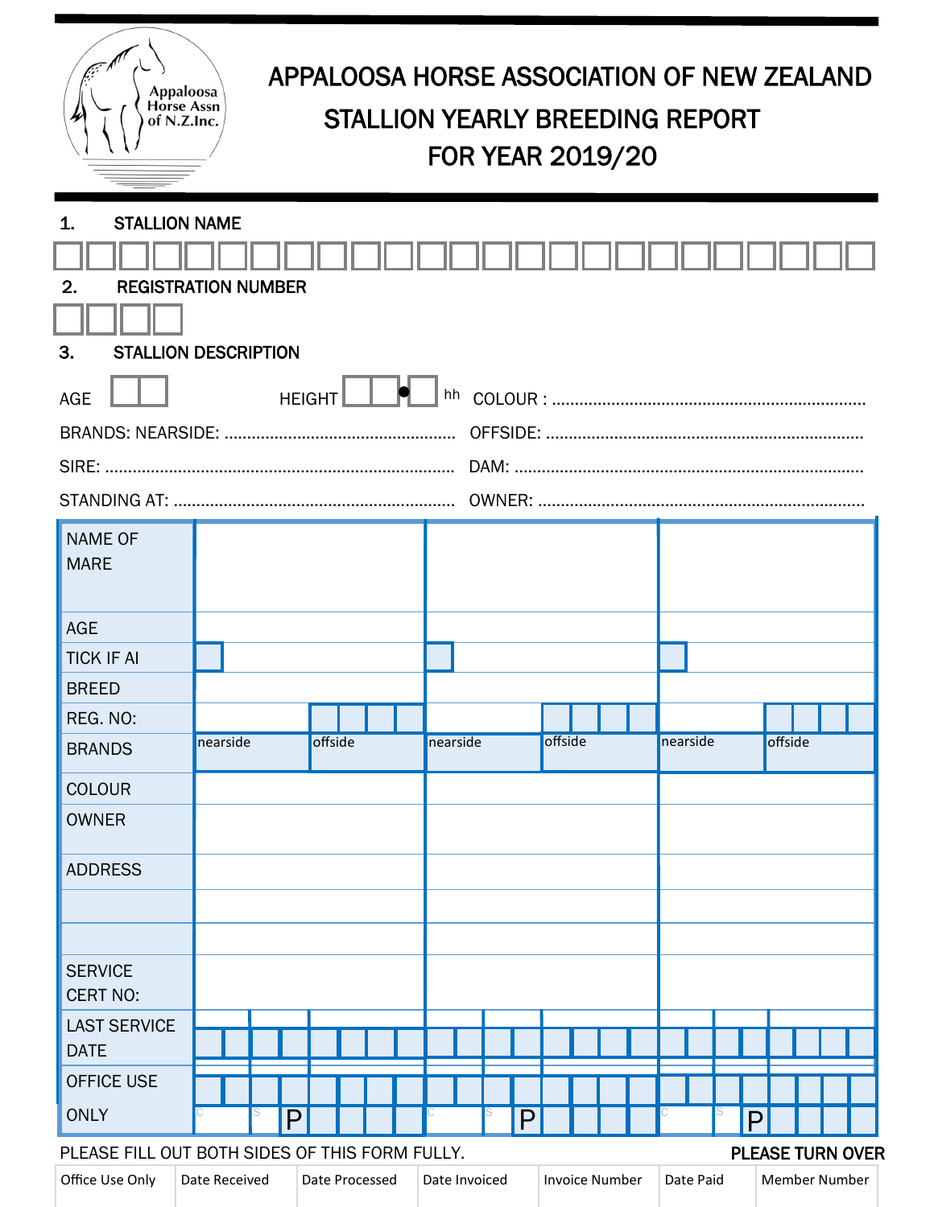# APPALOOSA HORSE ASSOCIATION OF NEW ZEALAND

## STALLION YEARLY BREEDING REPORT

## FOR YEAR 2019/20

Appaloosa Horse Assn of N.Z.Inc.

**1. STALLION NAME**

**2. REGISTRATION NUMBER**

**3. STALLION DESCRIPTION**

AGE HEIGHT hh COLOUR : ....................................................................

BRANDS: NEARSIDE: .................................................. OFFSIDE: ....................................................................

SIRE: ........................................................................... DAM: ............................................................................

STANDING AT: ............................................................. OWNER: .......................................................................

| NAME OF MARE | | | | | | |
|---|---|---|---|---|---|---|
| AGE | | | | | | |
| TICK IF AI | | | | | | |
| BREED | | | | | | |
| REG. NO: | | | | | | |
| BRANDS | nearside | offside | nearside | offside | nearside | offside |
| COLOUR | | | | | | |
| OWNER | | | | | | |
| ADDRESS | | | | | | |
| | | | | | | |
| | | | | | | |
| SERVICE CERT NO: | | | | | | |
| LAST SERVICE DATE | | | | | | |
| OFFICE USE ONLY | C S P | | C S P | | C S P | |

PLEASE FILL OUT BOTH SIDES OF THIS FORM FULLY. **PLEASE TURN OVER**

| Office Use Only | Date Received | Date Processed | Date Invoiced | Invoice Number | Date Paid | Member Number |
|---|---|---|---|---|---|---|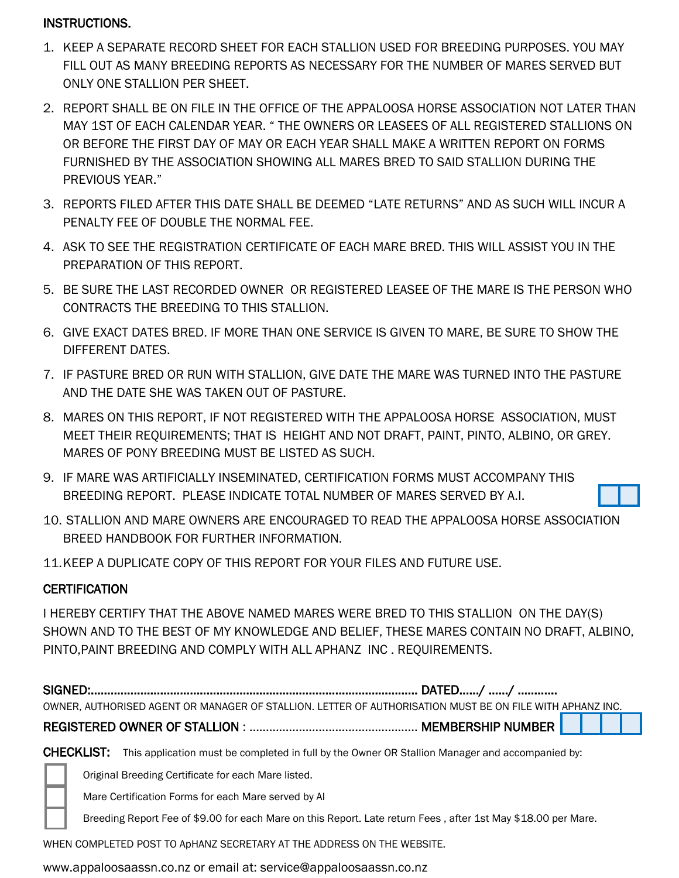INSTRUCTIONS.

1. KEEP A SEPARATE RECORD SHEET FOR EACH STALLION USED FOR BREEDING PURPOSES. YOU MAY FILL OUT AS MANY BREEDING REPORTS AS NECESSARY FOR THE NUMBER OF MARES SERVED BUT ONLY ONE STALLION PER SHEET.
2. REPORT SHALL BE ON FILE IN THE OFFICE OF THE APPALOOSA HORSE ASSOCIATION NOT LATER THAN MAY 1ST OF EACH CALENDAR YEAR. " THE OWNERS OR LEASEES OF ALL REGISTERED STALLIONS ON OR BEFORE THE FIRST DAY OF MAY OR EACH YEAR SHALL MAKE A WRITTEN REPORT ON FORMS FURNISHED BY THE ASSOCIATION SHOWING ALL MARES BRED TO SAID STALLION DURING THE PREVIOUS YEAR."
3. REPORTS FILED AFTER THIS DATE SHALL BE DEEMED "LATE RETURNS" AND AS SUCH WILL INCUR A PENALTY FEE OF DOUBLE THE NORMAL FEE.
4. ASK TO SEE THE REGISTRATION CERTIFICATE OF EACH MARE BRED. THIS WILL ASSIST YOU IN THE PREPARATION OF THIS REPORT.
5. BE SURE THE LAST RECORDED OWNER OR REGISTERED LEASEE OF THE MARE IS THE PERSON WHO CONTRACTS THE BREEDING TO THIS STALLION.
6. GIVE EXACT DATES BRED. IF MORE THAN ONE SERVICE IS GIVEN TO MARE, BE SURE TO SHOW THE DIFFERENT DATES.
7. IF PASTURE BRED OR RUN WITH STALLION, GIVE DATE THE MARE WAS TURNED INTO THE PASTURE AND THE DATE SHE WAS TAKEN OUT OF PASTURE.
8. MARES ON THIS REPORT, IF NOT REGISTERED WITH THE APPALOOSA HORSE ASSOCIATION, MUST MEET THEIR REQUIREMENTS; THAT IS HEIGHT AND NOT DRAFT, PAINT, PINTO, ALBINO, OR GREY. MARES OF PONY BREEDING MUST BE LISTED AS SUCH.
9. IF MARE WAS ARTIFICIALLY INSEMINATED, CERTIFICATION FORMS MUST ACCOMPANY THIS BREEDING REPORT. PLEASE INDICATE TOTAL NUMBER OF MARES SERVED BY A.I. ☐☐
10. STALLION AND MARE OWNERS ARE ENCOURAGED TO READ THE APPALOOSA HORSE ASSOCIATION BREED HANDBOOK FOR FURTHER INFORMATION.
11. KEEP A DUPLICATE COPY OF THIS REPORT FOR YOUR FILES AND FUTURE USE.

CERTIFICATION

I HEREBY CERTIFY THAT THE ABOVE NAMED MARES WERE BRED TO THIS STALLION ON THE DAY(S) SHOWN AND TO THE BEST OF MY KNOWLEDGE AND BELIEF, THESE MARES CONTAIN NO DRAFT, ALBINO, PINTO,PAINT BREEDING AND COMPLY WITH ALL APHANZ INC . REQUIREMENTS.

SIGNED:........................................................................................................ DATED....../ ....../ ...........

OWNER, AUTHORISED AGENT OR MANAGER OF STALLION. LETTER OF AUTHORISATION MUST BE ON FILE WITH APHANZ INC.

REGISTERED OWNER OF STALLION : .................................................. MEMBERSHIP NUMBER ☐☐☐☐

**CHECKLIST:** This application must be completed in full by the Owner OR Stallion Manager and accompanied by:

- ☐ Original Breeding Certificate for each Mare listed.
- ☐ Mare Certification Forms for each Mare served by AI
- ☐ Breeding Report Fee of $9.00 for each Mare on this Report. Late return Fees , after 1st May $18.00 per Mare.

WHEN COMPLETED POST TO ApHANZ SECRETARY AT THE ADDRESS ON THE WEBSITE.

www.appaloosaassn.co.nz or email at: service@appaloosaassn.co.nz